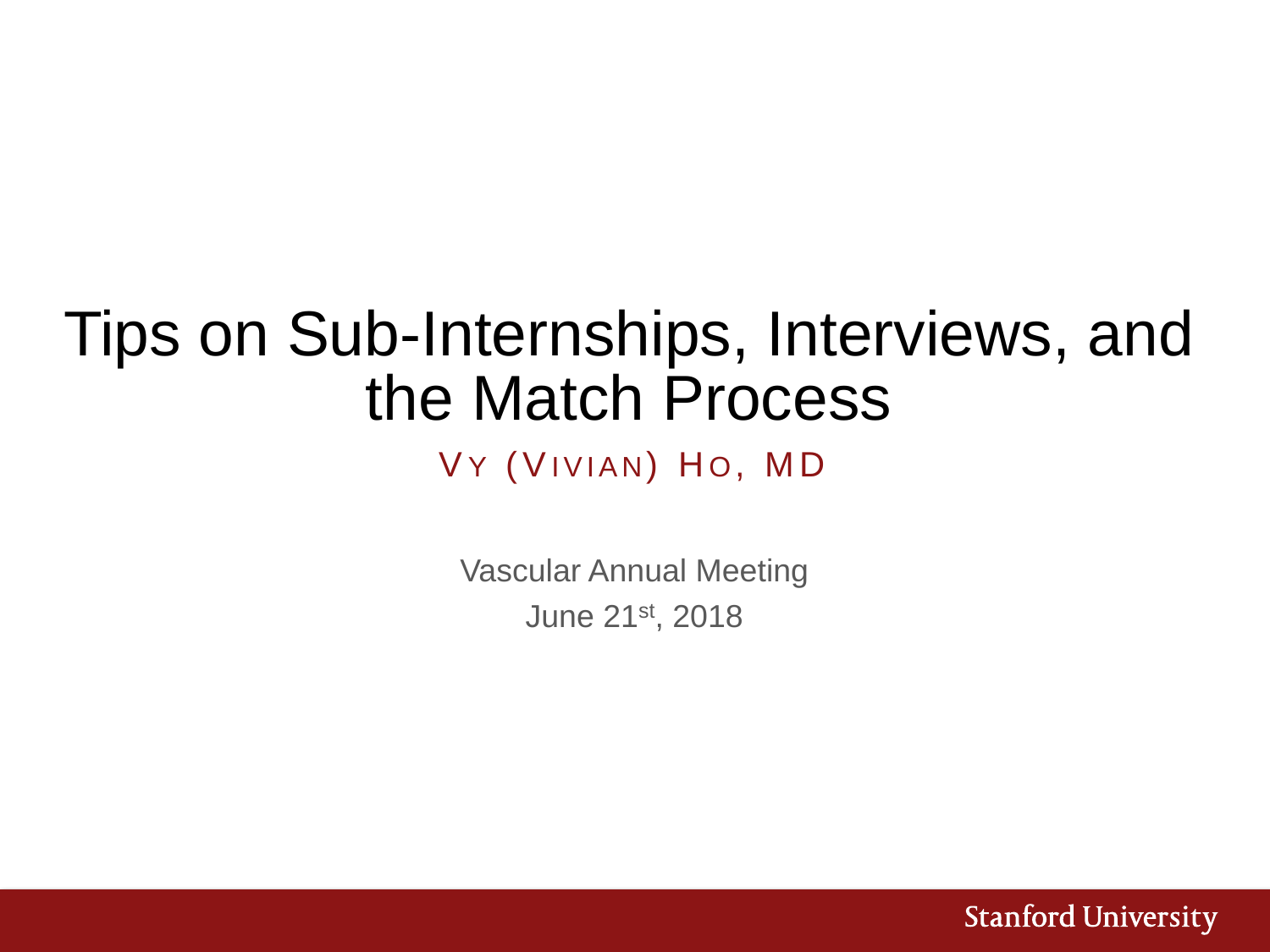# Tips on Sub-Internships, Interviews, and the Match Process

VY (VIVIAN) HO, MD

Vascular Annual Meeting

June 21st, 2018

Stanford University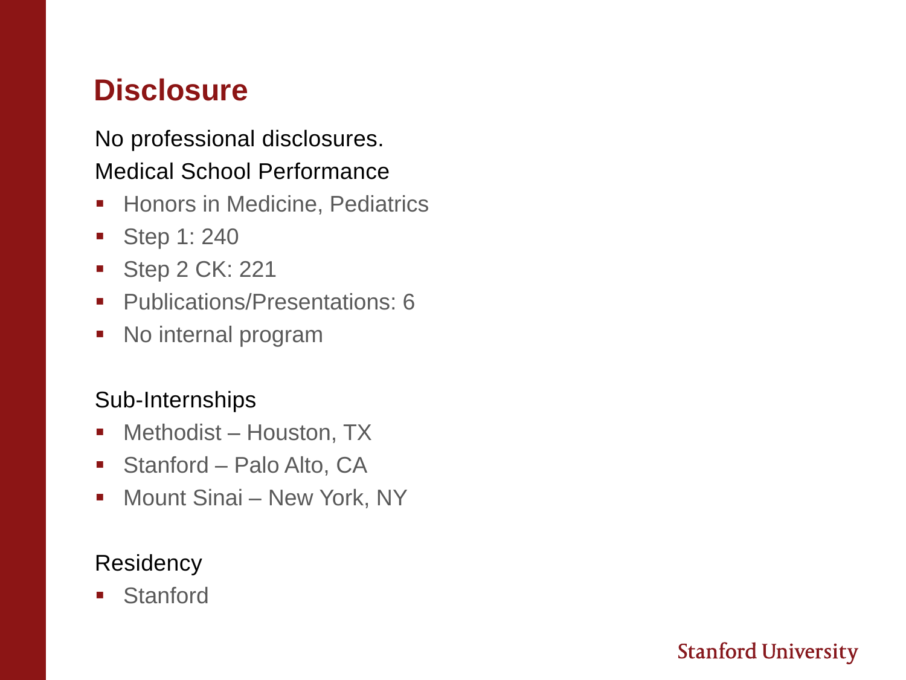# Disclosure

No professional disclosures.

Medical School Performance

- Honors in Medicine, Pediatrics
- Step 1: 240
- Step 2 CK: 221
- Publications/Presentations: 6
- No internal program

Sub-Internships

- Methodist – Houston, TX
- Stanford – Palo Alto, CA
- Mount Sinai – New York, NY

Residency

- Stanford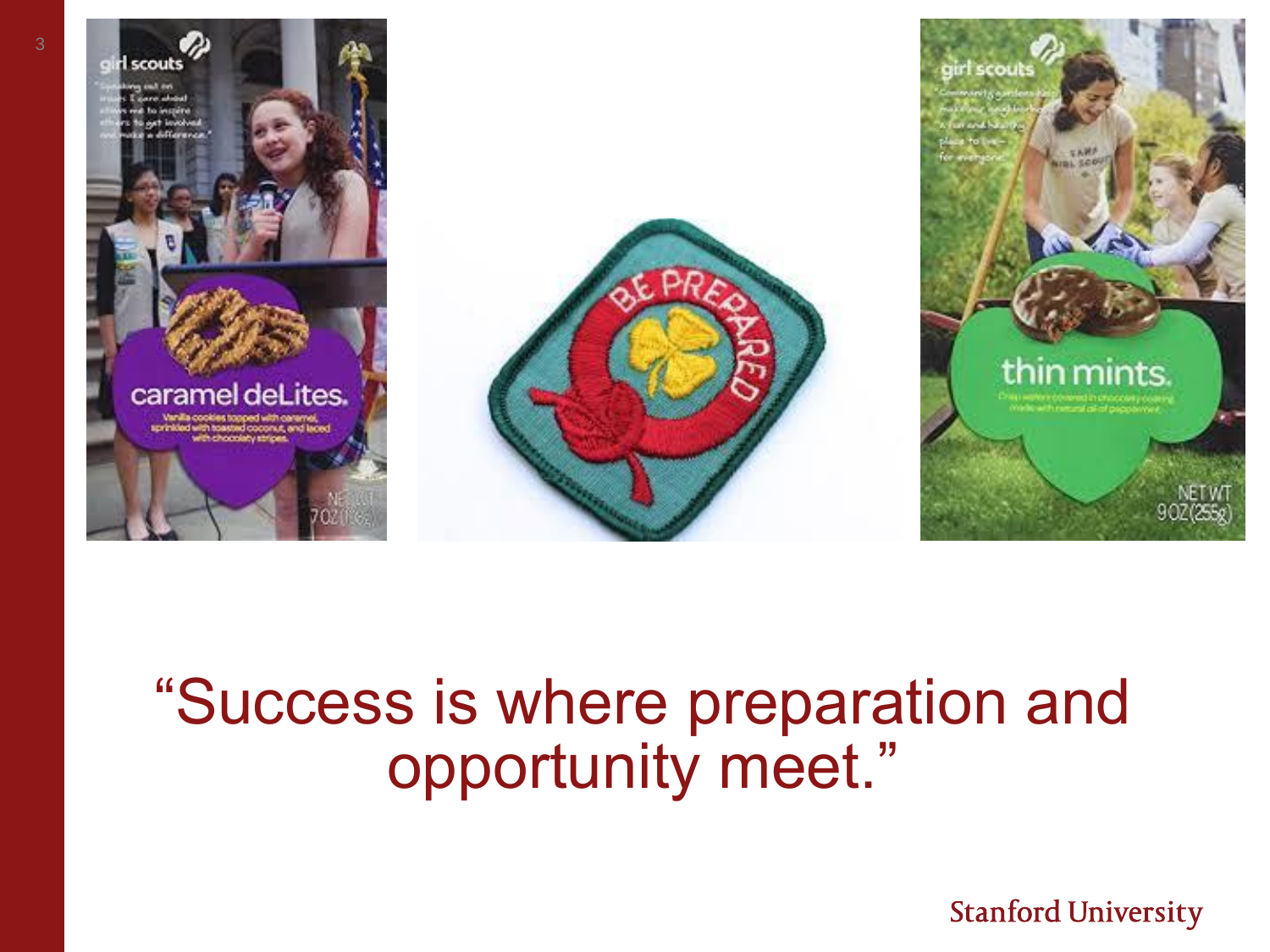“Success is where preparation and opportunity meet.”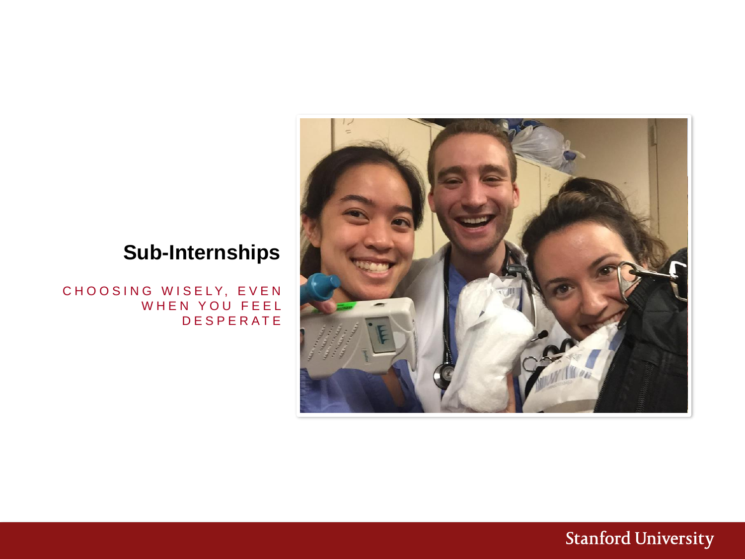# Sub-Internships

CHOOSING WISELY, EVEN WHEN YOU FEEL DESPERATE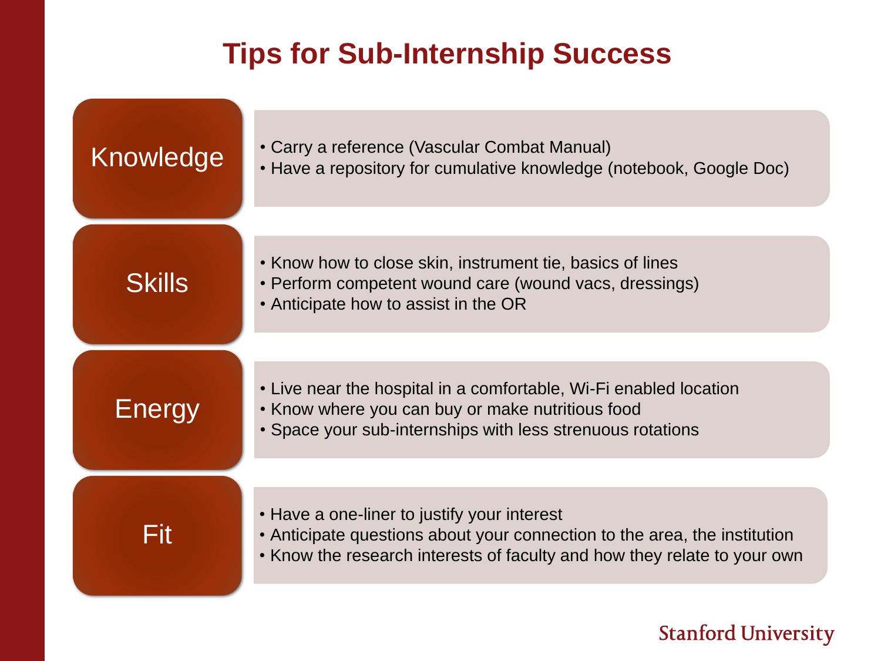# Tips for Sub-Internship Success

## Knowledge

- Carry a reference (Vascular Combat Manual)
- Have a repository for cumulative knowledge (notebook, Google Doc)

## Skills

- Know how to close skin, instrument tie, basics of lines
- Perform competent wound care (wound vacs, dressings)
- Anticipate how to assist in the OR

## Energy

- Live near the hospital in a comfortable, Wi-Fi enabled location
- Know where you can buy or make nutritious food
- Space your sub-internships with less strenuous rotations

## Fit

- Have a one-liner to justify your interest
- Anticipate questions about your connection to the area, the institution
- Know the research interests of faculty and how they relate to your own

Stanford University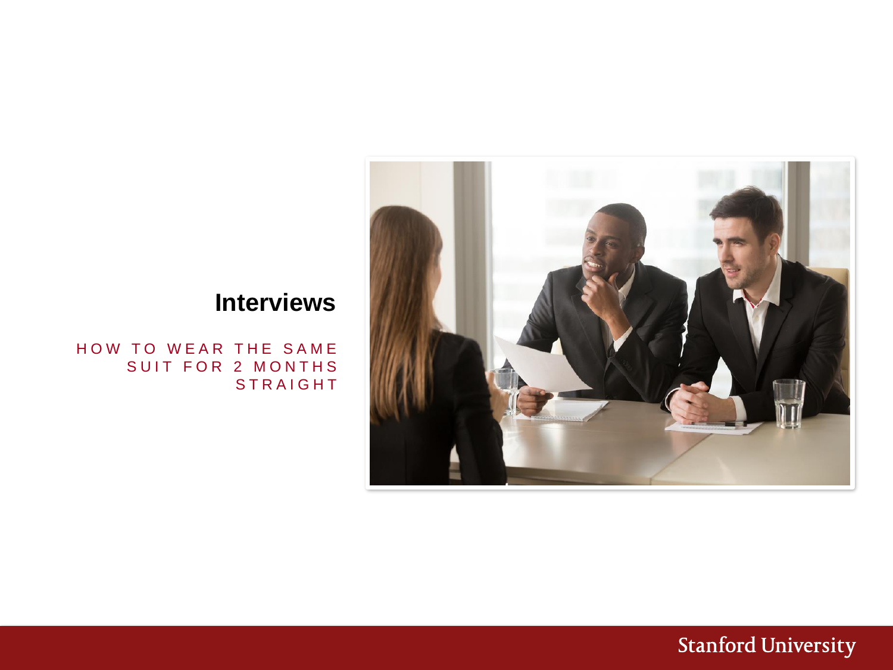# Interviews

HOW TO WEAR THE SAME SUIT FOR 2 MONTHS STRAIGHT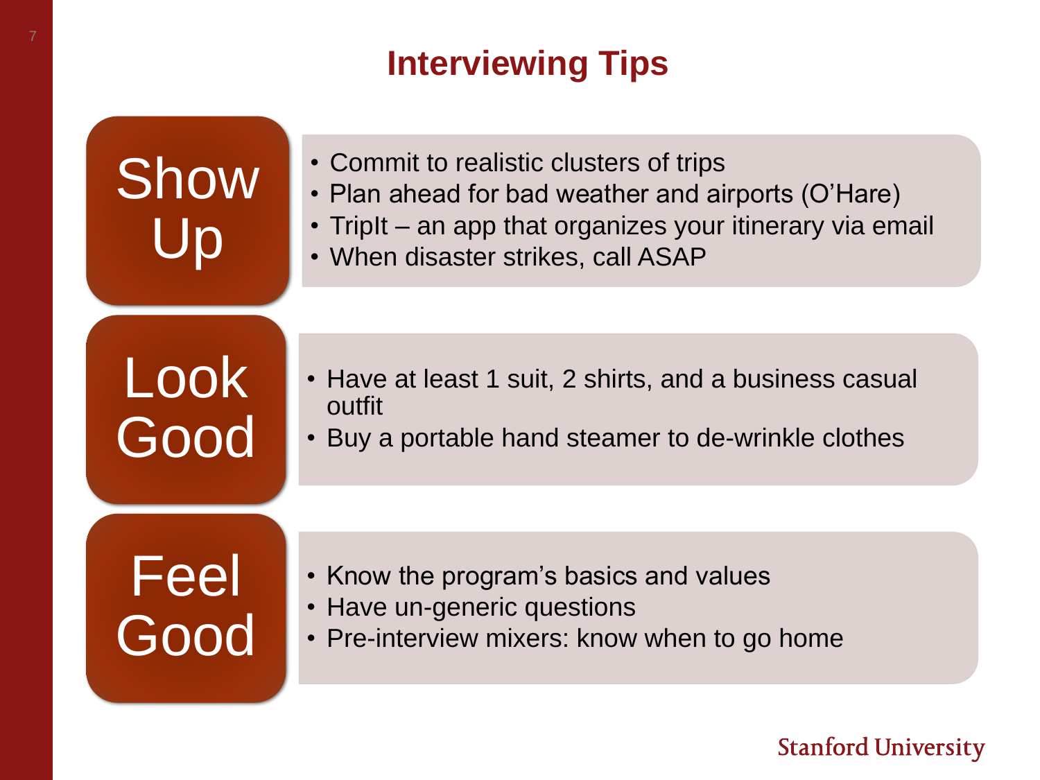# Interviewing Tips

### Show Up

- Commit to realistic clusters of trips
- Plan ahead for bad weather and airports (O'Hare)
- TripIt – an app that organizes your itinerary via email
- When disaster strikes, call ASAP

### Look Good

- Have at least 1 suit, 2 shirts, and a business casual outfit
- Buy a portable hand steamer to de-wrinkle clothes

### Feel Good

- Know the program's basics and values
- Have un-generic questions
- Pre-interview mixers: know when to go home

Stanford University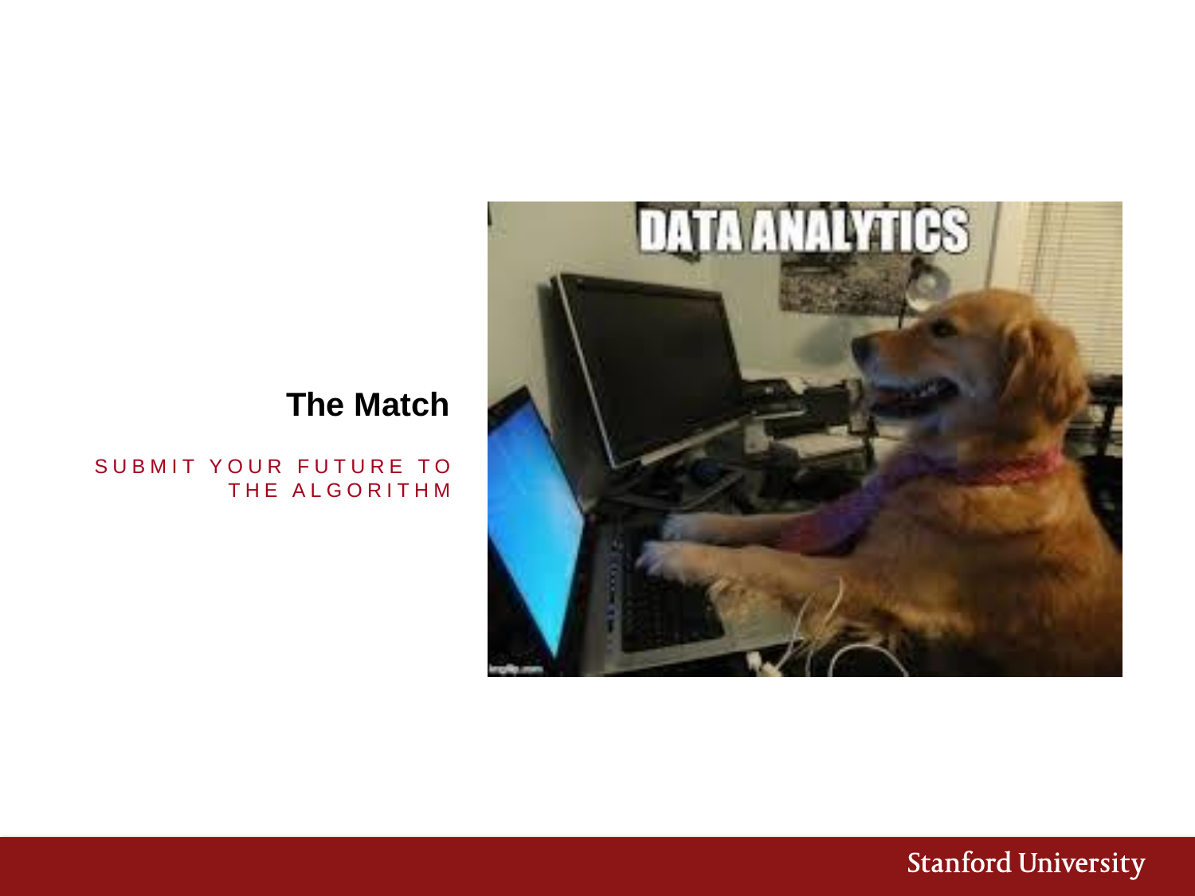## The Match

SUBMIT YOUR FUTURE TO THE ALGORITHM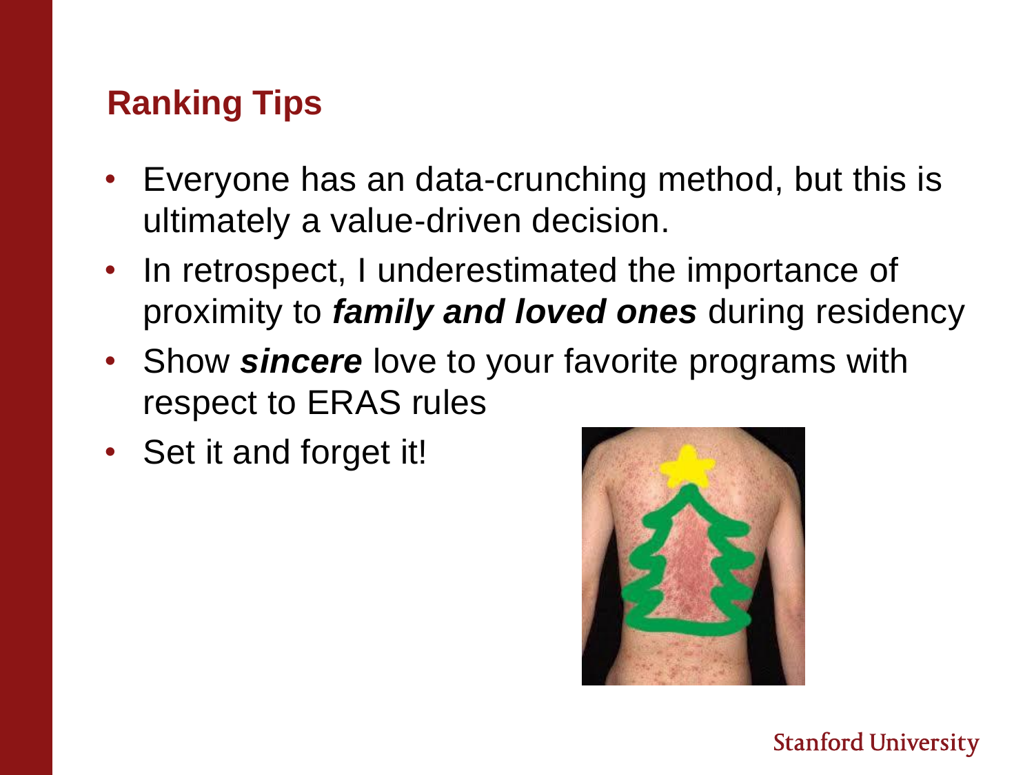## Ranking Tips

- Everyone has an data-crunching method, but this is ultimately a value-driven decision.
- In retrospect, I underestimated the importance of proximity to ***family and loved ones*** during residency
- Show ***sincere*** love to your favorite programs with respect to ERAS rules
- Set it and forget it!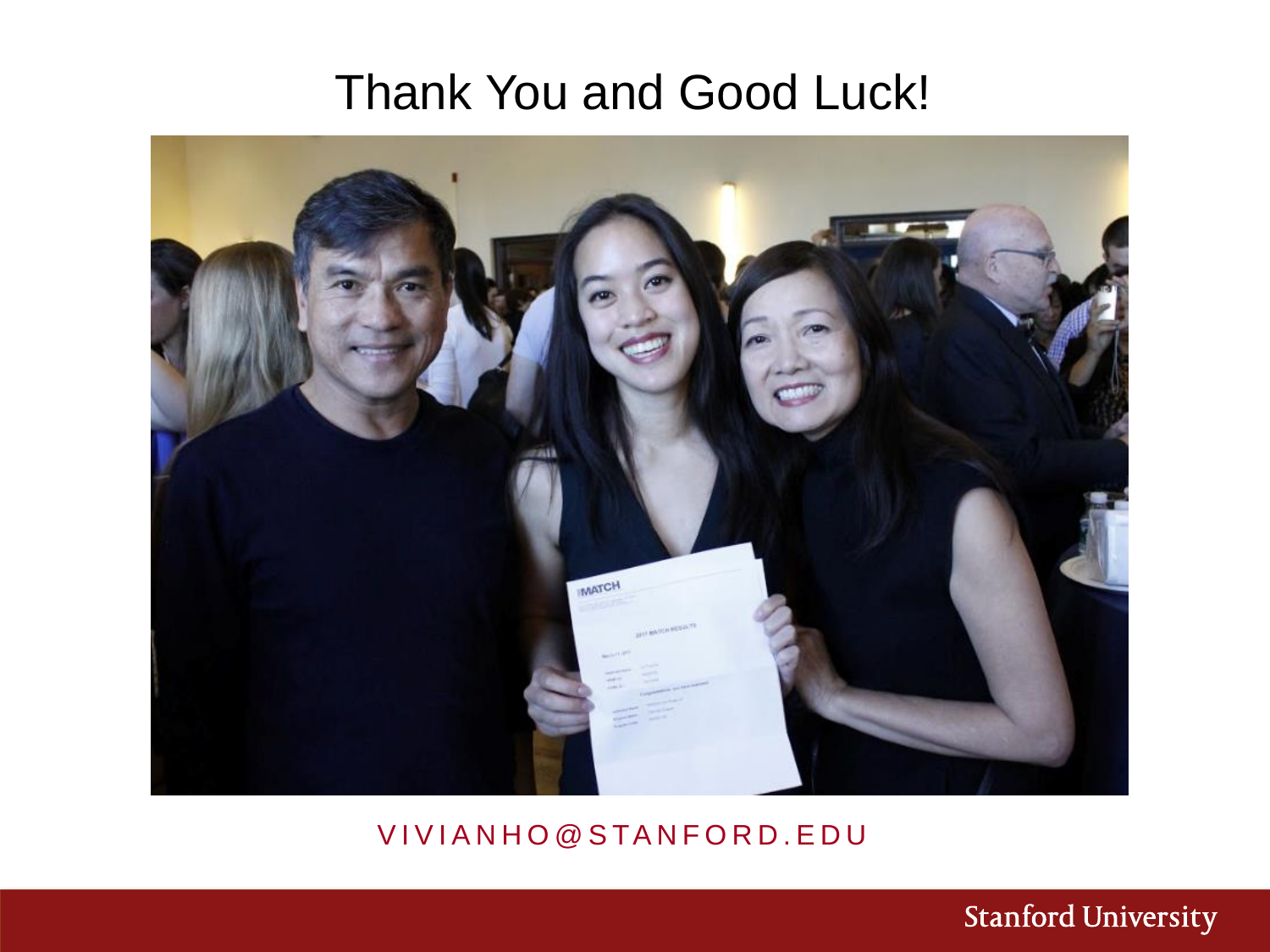# Thank You and Good Luck!

VIVIANHO@STANFORD.EDU